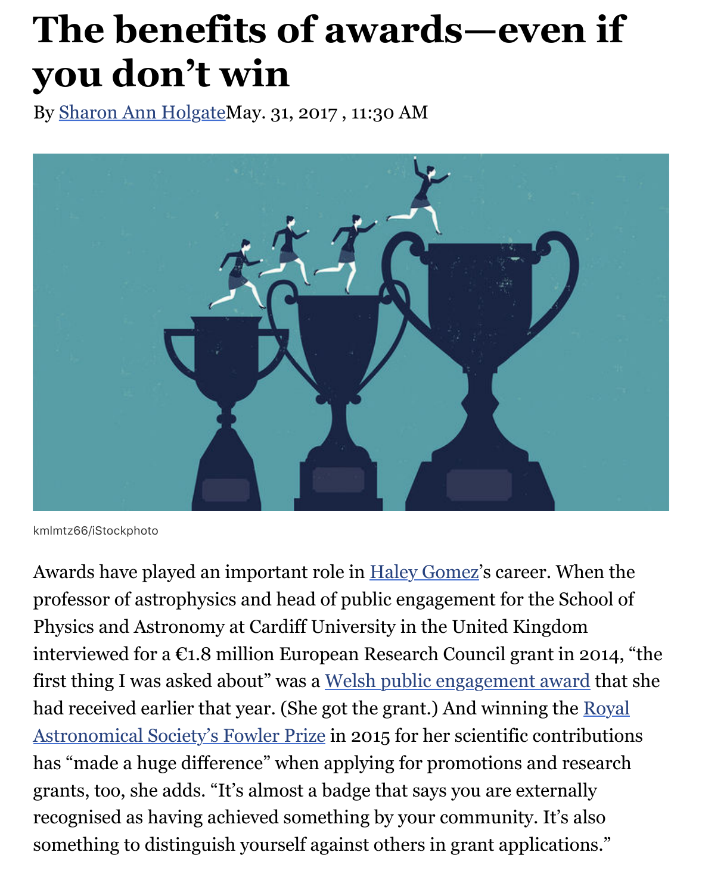# The benefits of awards—even if you don't win

By Sharon Ann Holgate May. 31, 2017 , 11:30 AM

kmlmtz66/iStockphoto

Awards have played an important role in Haley Gomez's career. When the professor of astrophysics and head of public engagement for the School of Physics and Astronomy at Cardiff University in the United Kingdom interviewed for a €1.8 million European Research Council grant in 2014, "the first thing I was asked about" was a Welsh public engagement award that she had received earlier that year. (She got the grant.) And winning the Royal Astronomical Society's Fowler Prize in 2015 for her scientific contributions has "made a huge difference" when applying for promotions and research grants, too, she adds. "It's almost a badge that says you are externally recognised as having achieved something by your community. It's also something to distinguish yourself against others in grant applications."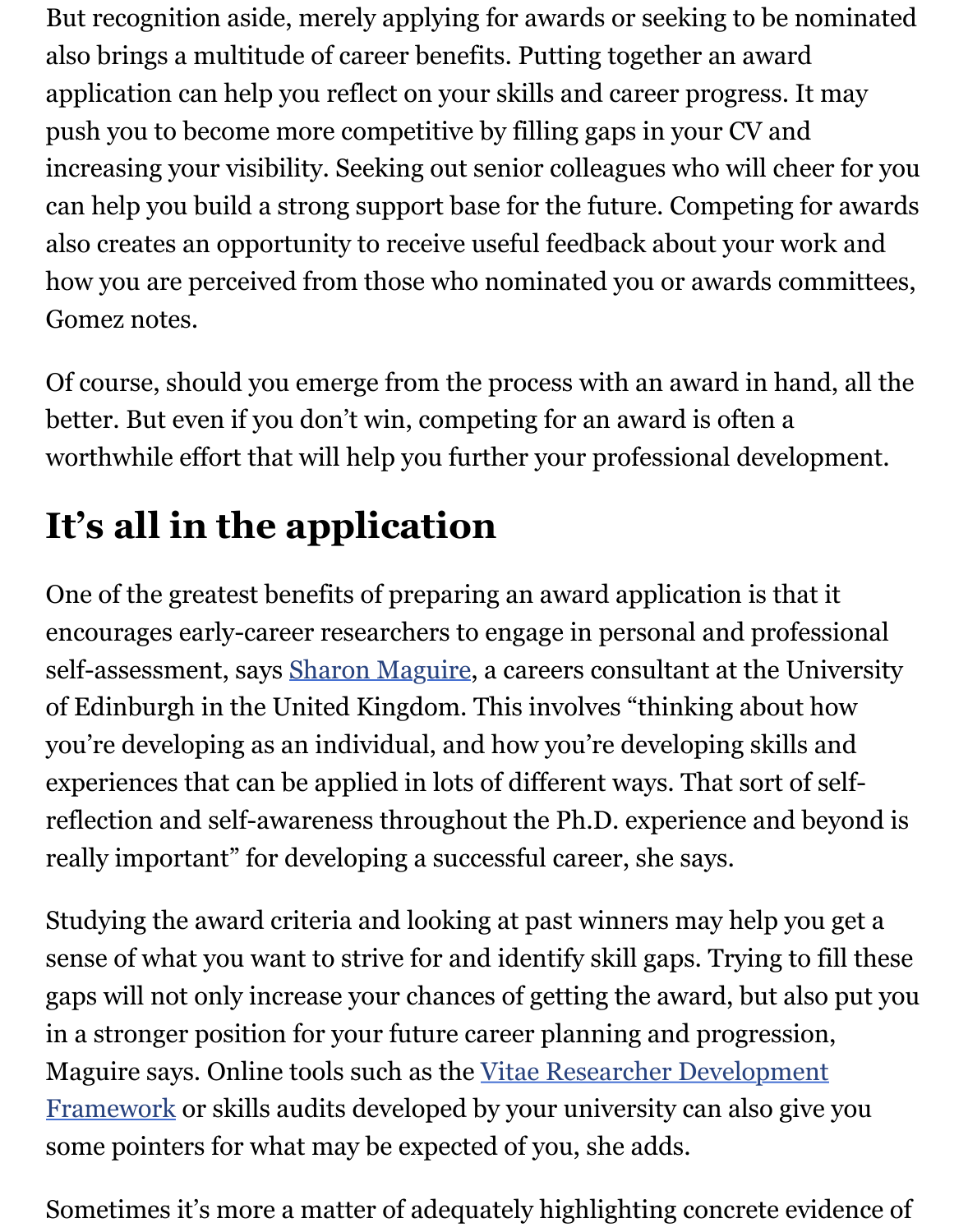But recognition aside, merely applying for awards or seeking to be nominated also brings a multitude of career benefits. Putting together an award application can help you reflect on your skills and career progress. It may push you to become more competitive by filling gaps in your CV and increasing your visibility. Seeking out senior colleagues who will cheer for you can help you build a strong support base for the future. Competing for awards also creates an opportunity to receive useful feedback about your work and how you are perceived from those who nominated you or awards committees, Gomez notes.

Of course, should you emerge from the process with an award in hand, all the better. But even if you don't win, competing for an award is often a worthwhile effort that will help you further your professional development.

## It's all in the application

One of the greatest benefits of preparing an award application is that it encourages early-career researchers to engage in personal and professional self-assessment, says [Sharon Maguire](), a careers consultant at the University of Edinburgh in the United Kingdom. This involves "thinking about how you're developing as an individual, and how you're developing skills and experiences that can be applied in lots of different ways. That sort of self-reflection and self-awareness throughout the Ph.D. experience and beyond is really important" for developing a successful career, she says.

Studying the award criteria and looking at past winners may help you get a sense of what you want to strive for and identify skill gaps. Trying to fill these gaps will not only increase your chances of getting the award, but also put you in a stronger position for your future career planning and progression, Maguire says. Online tools such as the [Vitae Researcher Development Framework]() or skills audits developed by your university can also give you some pointers for what may be expected of you, she adds.

Sometimes it's more a matter of adequately highlighting concrete evidence of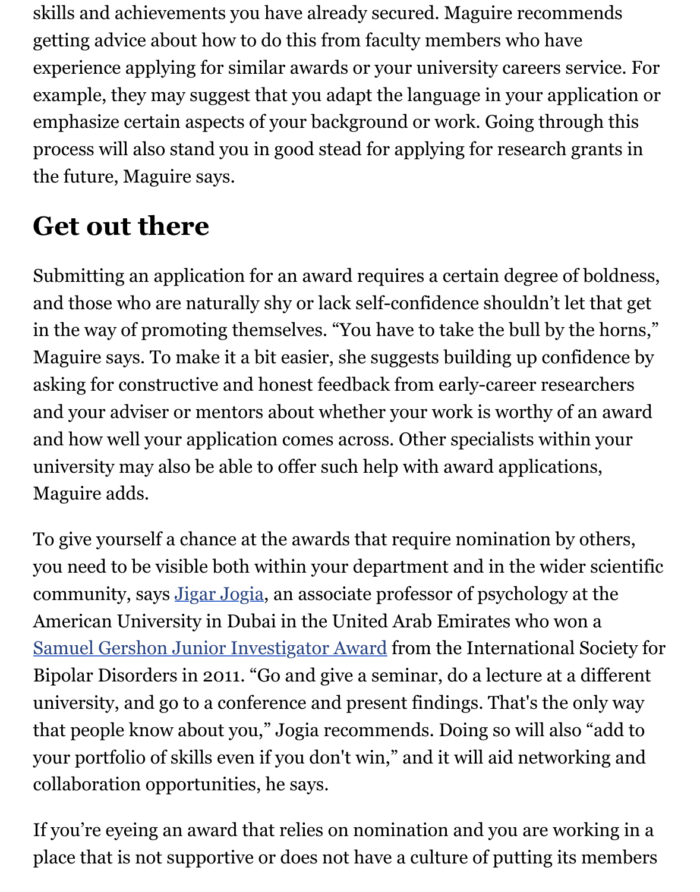skills and achievements you have already secured. Maguire recommends getting advice about how to do this from faculty members who have experience applying for similar awards or your university careers service. For example, they may suggest that you adapt the language in your application or emphasize certain aspects of your background or work. Going through this process will also stand you in good stead for applying for research grants in the future, Maguire says.

## Get out there

Submitting an application for an award requires a certain degree of boldness, and those who are naturally shy or lack self-confidence shouldn't let that get in the way of promoting themselves. "You have to take the bull by the horns," Maguire says. To make it a bit easier, she suggests building up confidence by asking for constructive and honest feedback from early-career researchers and your adviser or mentors about whether your work is worthy of an award and how well your application comes across. Other specialists within your university may also be able to offer such help with award applications, Maguire adds.

To give yourself a chance at the awards that require nomination by others, you need to be visible both within your department and in the wider scientific community, says Jigar Jogia, an associate professor of psychology at the American University in Dubai in the United Arab Emirates who won a Samuel Gershon Junior Investigator Award from the International Society for Bipolar Disorders in 2011. "Go and give a seminar, do a lecture at a different university, and go to a conference and present findings. That's the only way that people know about you," Jogia recommends. Doing so will also "add to your portfolio of skills even if you don't win," and it will aid networking and collaboration opportunities, he says.

If you're eyeing an award that relies on nomination and you are working in a place that is not supportive or does not have a culture of putting its members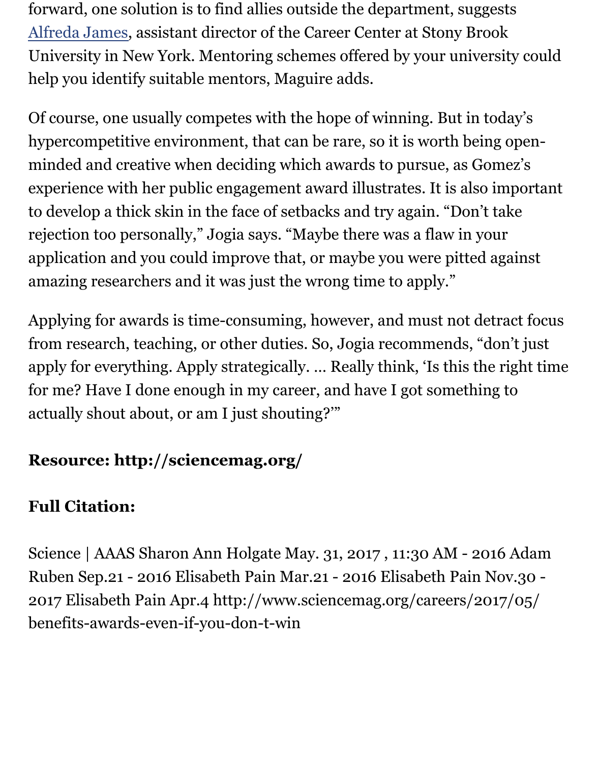forward, one solution is to find allies outside the department, suggests Alfreda James, assistant director of the Career Center at Stony Brook University in New York. Mentoring schemes offered by your university could help you identify suitable mentors, Maguire adds.

Of course, one usually competes with the hope of winning. But in today's hypercompetitive environment, that can be rare, so it is worth being open-minded and creative when deciding which awards to pursue, as Gomez's experience with her public engagement award illustrates. It is also important to develop a thick skin in the face of setbacks and try again. "Don't take rejection too personally," Jogia says. "Maybe there was a flaw in your application and you could improve that, or maybe you were pitted against amazing researchers and it was just the wrong time to apply."

Applying for awards is time-consuming, however, and must not detract focus from research, teaching, or other duties. So, Jogia recommends, "don't just apply for everything. Apply strategically. … Really think, 'Is this the right time for me? Have I done enough in my career, and have I got something to actually shout about, or am I just shouting?'"

**Resource: http://sciencemag.org/**

**Full Citation:**

Science | AAAS Sharon Ann Holgate May. 31, 2017 , 11:30 AM - 2016 Adam Ruben Sep.21 - 2016 Elisabeth Pain Mar.21 - 2016 Elisabeth Pain Nov.30 - 2017 Elisabeth Pain Apr.4 http://www.sciencemag.org/careers/2017/05/benefits-awards-even-if-you-don-t-win